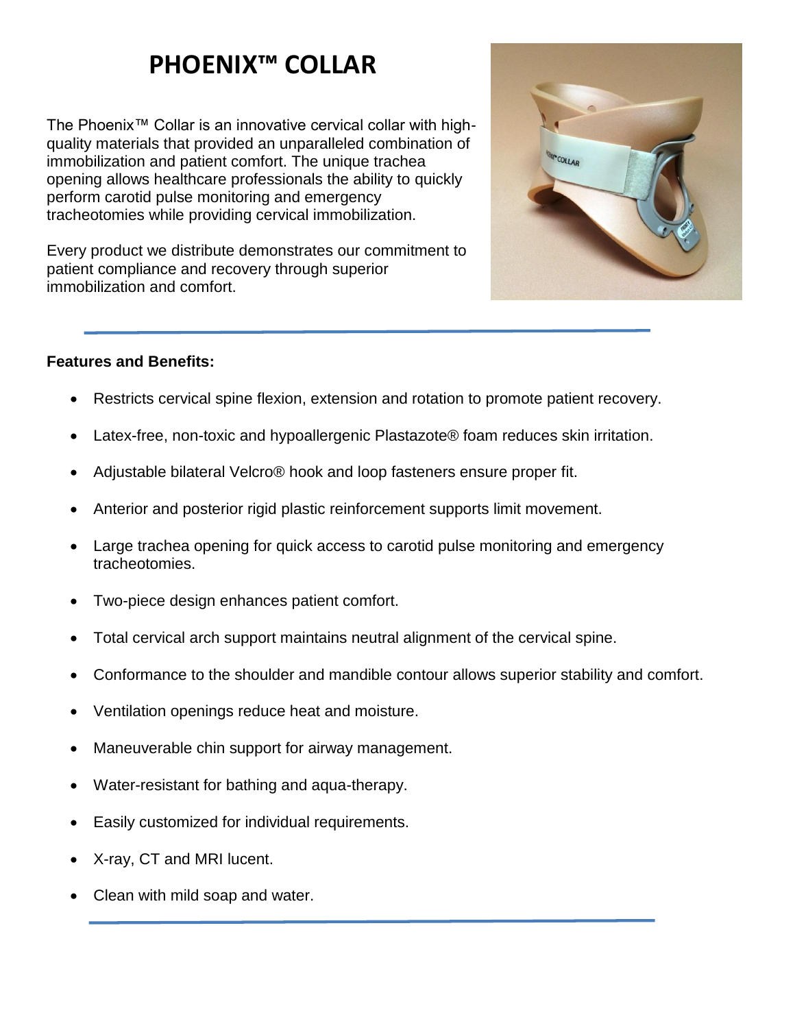# PHOENIX™ COLLAR

The Phoenix™ Collar is an innovative cervical collar with high-quality materials that provided an unparalleled combination of immobilization and patient comfort. The unique trachea opening allows healthcare professionals the ability to quickly perform carotid pulse monitoring and emergency tracheotomies while providing cervical immobilization.

Every product we distribute demonstrates our commitment to patient compliance and recovery through superior immobilization and comfort.

**Features and Benefits:**

- Restricts cervical spine flexion, extension and rotation to promote patient recovery.
- Latex-free, non-toxic and hypoallergenic Plastazote® foam reduces skin irritation.
- Adjustable bilateral Velcro® hook and loop fasteners ensure proper fit.
- Anterior and posterior rigid plastic reinforcement supports limit movement.
- Large trachea opening for quick access to carotid pulse monitoring and emergency tracheotomies.
- Two-piece design enhances patient comfort.
- Total cervical arch support maintains neutral alignment of the cervical spine.
- Conformance to the shoulder and mandible contour allows superior stability and comfort.
- Ventilation openings reduce heat and moisture.
- Maneuverable chin support for airway management.
- Water-resistant for bathing and aqua-therapy.
- Easily customized for individual requirements.
- X-ray, CT and MRI lucent.
- Clean with mild soap and water.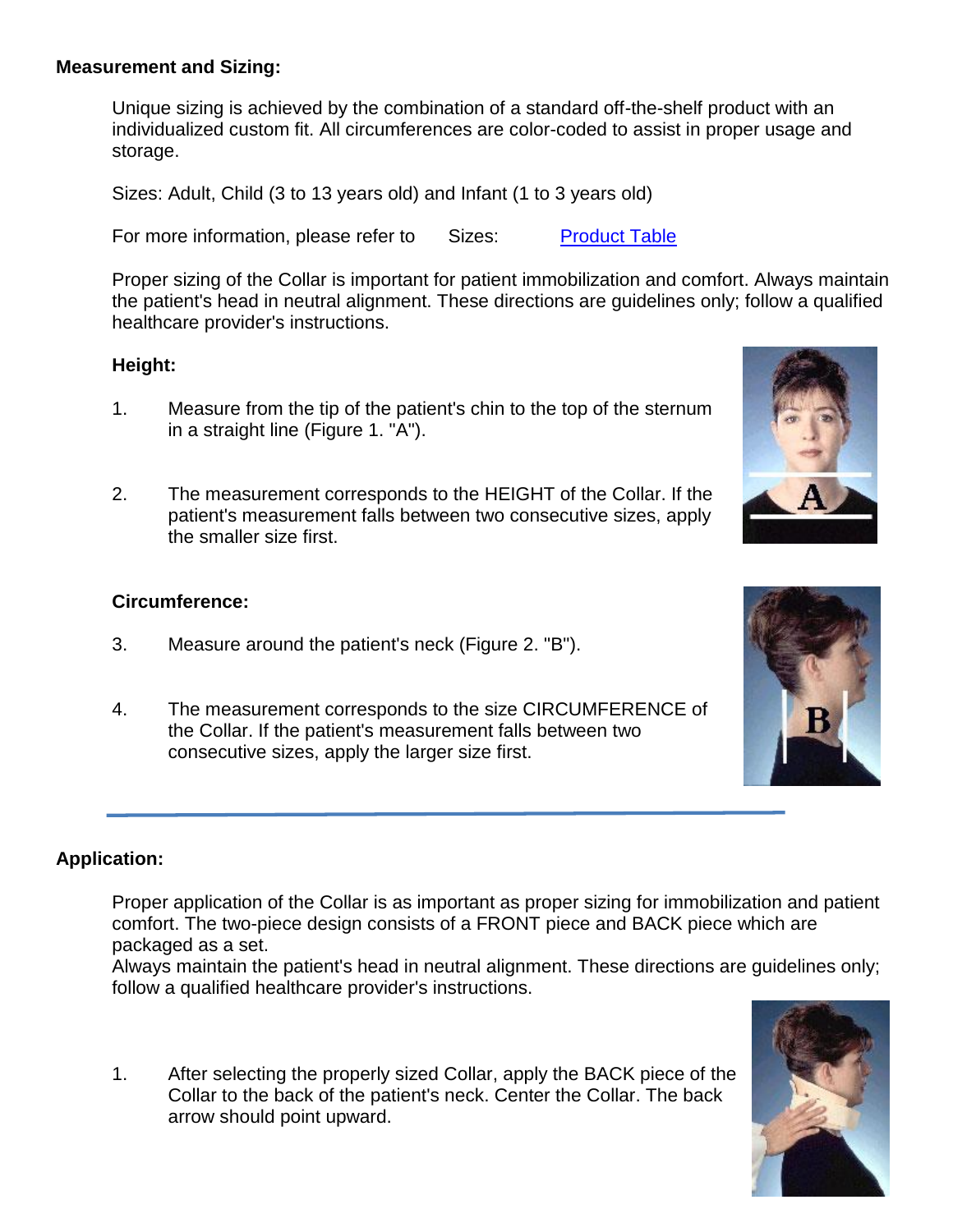**Measurement and Sizing:**

Unique sizing is achieved by the combination of a standard off-the-shelf product with an individualized custom fit. All circumferences are color-coded to assist in proper usage and storage.

Sizes: Adult, Child (3 to 13 years old) and Infant (1 to 3 years old)

For more information, please refer to Sizes: Product Table

Proper sizing of the Collar is important for patient immobilization and comfort. Always maintain the patient's head in neutral alignment. These directions are guidelines only; follow a qualified healthcare provider's instructions.

**Height:**

1. Measure from the tip of the patient's chin to the top of the sternum in a straight line (Figure 1. "A").

2. The measurement corresponds to the HEIGHT of the Collar. If the patient's measurement falls between two consecutive sizes, apply the smaller size first.

**Circumference:**

3. Measure around the patient's neck (Figure 2. "B").

4. The measurement corresponds to the size CIRCUMFERENCE of the Collar. If the patient's measurement falls between two consecutive sizes, apply the larger size first.

---

**Application:**

Proper application of the Collar is as important as proper sizing for immobilization and patient comfort. The two-piece design consists of a FRONT piece and BACK piece which are packaged as a set.
Always maintain the patient's head in neutral alignment. These directions are guidelines only; follow a qualified healthcare provider's instructions.

1. After selecting the properly sized Collar, apply the BACK piece of the Collar to the back of the patient's neck. Center the Collar. The back arrow should point upward.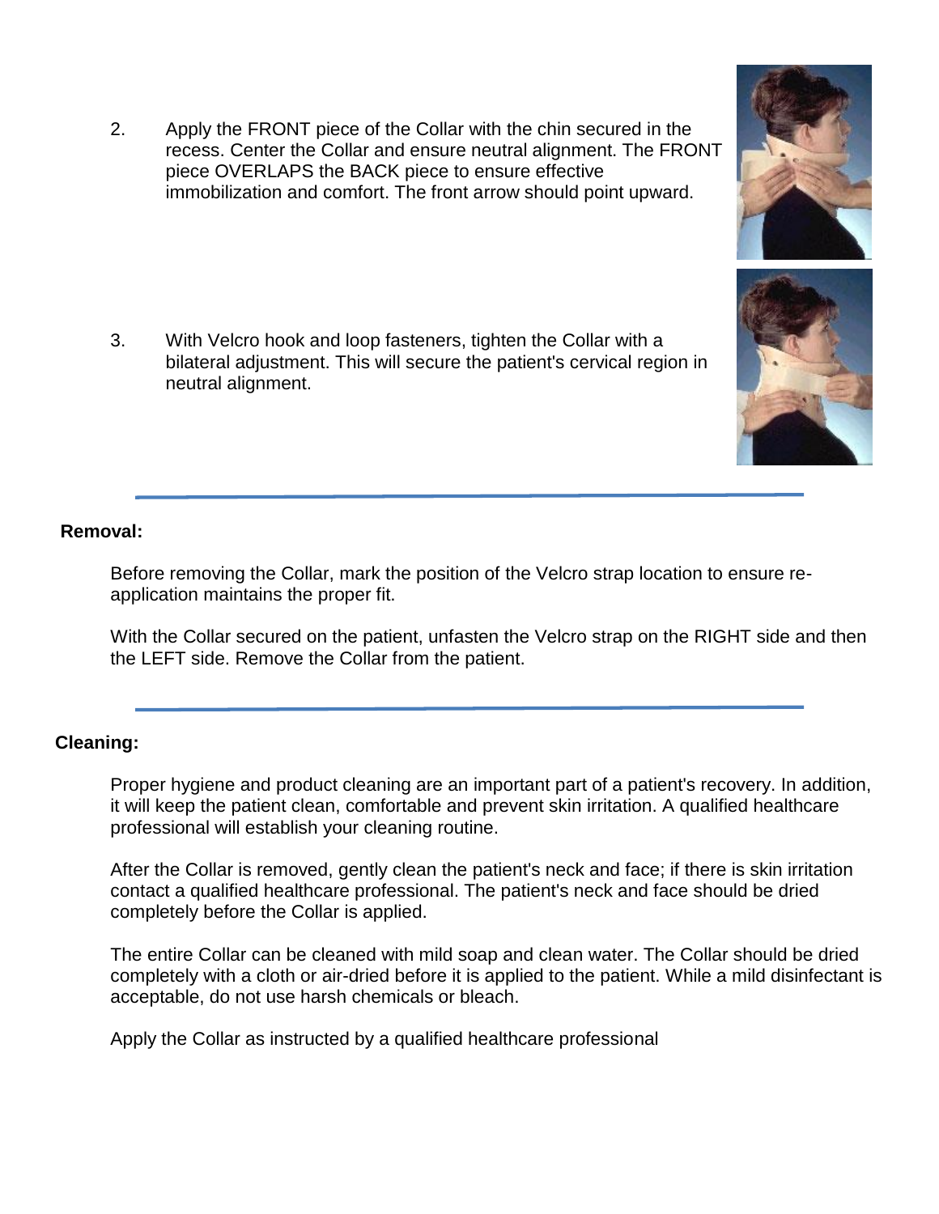2. Apply the FRONT piece of the Collar with the chin secured in the recess. Center the Collar and ensure neutral alignment. The FRONT piece OVERLAPS the BACK piece to ensure effective immobilization and comfort. The front arrow should point upward.

3. With Velcro hook and loop fasteners, tighten the Collar with a bilateral adjustment. This will secure the patient's cervical region in neutral alignment.

---

**Removal:**

Before removing the Collar, mark the position of the Velcro strap location to ensure re-application maintains the proper fit.

With the Collar secured on the patient, unfasten the Velcro strap on the RIGHT side and then the LEFT side. Remove the Collar from the patient.

---

**Cleaning:**

Proper hygiene and product cleaning are an important part of a patient's recovery. In addition, it will keep the patient clean, comfortable and prevent skin irritation. A qualified healthcare professional will establish your cleaning routine.

After the Collar is removed, gently clean the patient's neck and face; if there is skin irritation contact a qualified healthcare professional. The patient's neck and face should be dried completely before the Collar is applied.

The entire Collar can be cleaned with mild soap and clean water. The Collar should be dried completely with a cloth or air-dried before it is applied to the patient. While a mild disinfectant is acceptable, do not use harsh chemicals or bleach.

Apply the Collar as instructed by a qualified healthcare professional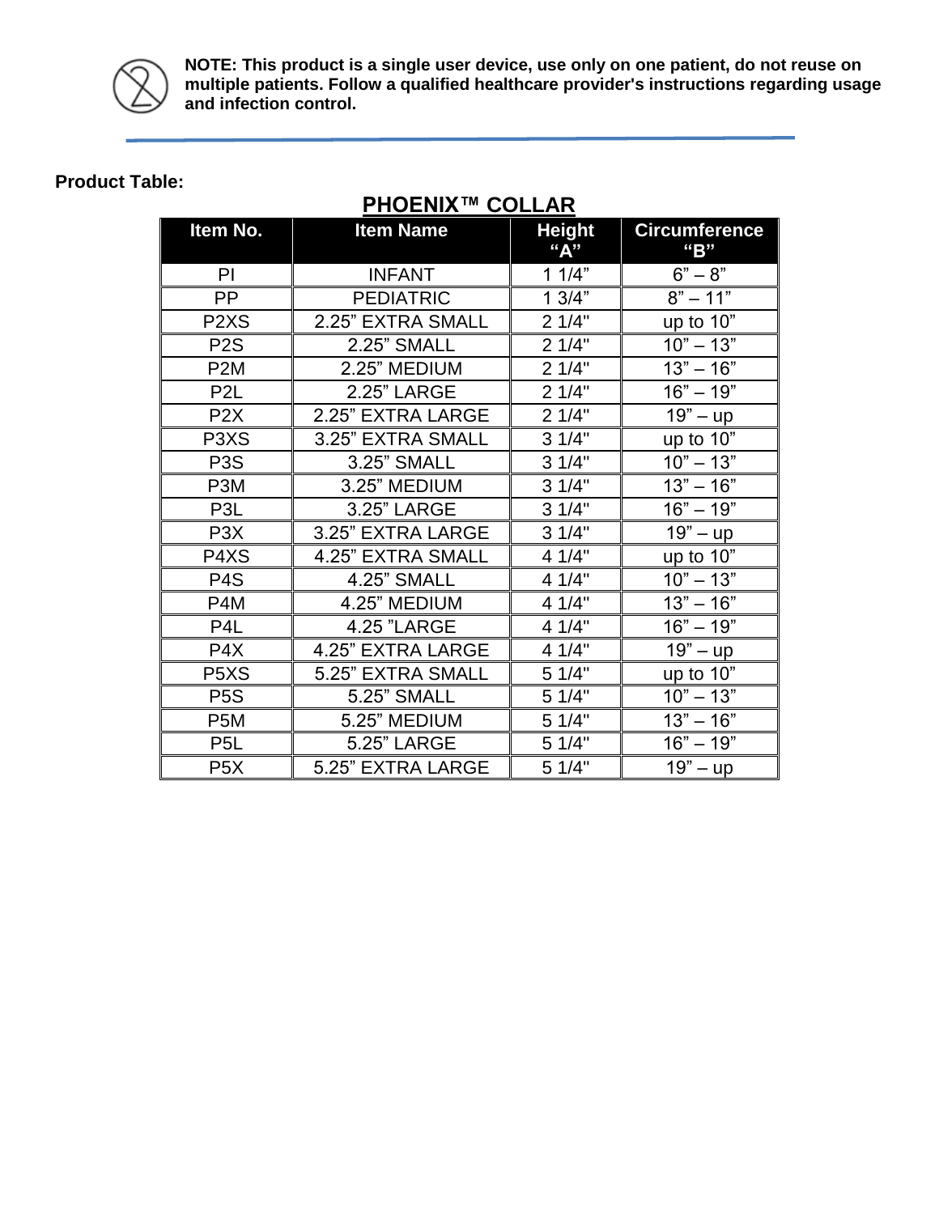**NOTE: This product is a single user device, use only on one patient, do not reuse on multiple patients. Follow a qualified healthcare provider's instructions regarding usage and infection control.**

**Product Table:**

## PHOENIX™ COLLAR

| Item No. | Item Name | Height "A" | Circumference "B" |
|---|---|---|---|
| PI | INFANT | 1 1/4" | 6" – 8" |
| PP | PEDIATRIC | 1 3/4" | 8" – 11" |
| P2XS | 2.25" EXTRA SMALL | 2 1/4" | up to 10" |
| P2S | 2.25" SMALL | 2 1/4" | 10" – 13" |
| P2M | 2.25" MEDIUM | 2 1/4" | 13" – 16" |
| P2L | 2.25" LARGE | 2 1/4" | 16" – 19" |
| P2X | 2.25" EXTRA LARGE | 2 1/4" | 19" – up |
| P3XS | 3.25" EXTRA SMALL | 3 1/4" | up to 10" |
| P3S | 3.25" SMALL | 3 1/4" | 10" – 13" |
| P3M | 3.25" MEDIUM | 3 1/4" | 13" – 16" |
| P3L | 3.25" LARGE | 3 1/4" | 16" – 19" |
| P3X | 3.25" EXTRA LARGE | 3 1/4" | 19" – up |
| P4XS | 4.25" EXTRA SMALL | 4 1/4" | up to 10" |
| P4S | 4.25" SMALL | 4 1/4" | 10" – 13" |
| P4M | 4.25" MEDIUM | 4 1/4" | 13" – 16" |
| P4L | 4.25 "LARGE | 4 1/4" | 16" – 19" |
| P4X | 4.25" EXTRA LARGE | 4 1/4" | 19" – up |
| P5XS | 5.25" EXTRA SMALL | 5 1/4" | up to 10" |
| P5S | 5.25" SMALL | 5 1/4" | 10" – 13" |
| P5M | 5.25" MEDIUM | 5 1/4" | 13" – 16" |
| P5L | 5.25" LARGE | 5 1/4" | 16" – 19" |
| P5X | 5.25" EXTRA LARGE | 5 1/4" | 19" – up |